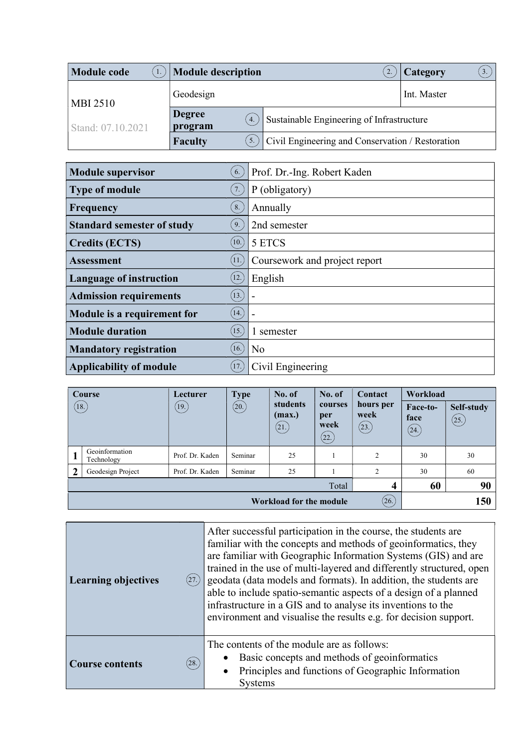| Module code (1.) | Module description (2.) | | Category (3.) |
|---|---|---|---|
| MBI 2510<br>Stand: 07.10.2021 | Geodesign | | Int. Master |
| | Degree program (4.) | Sustainable Engineering of Infrastructure | |
| | Faculty (5.) | Civil Engineering and Conservation / Restoration | |

| | |
|---|---|
| **Module supervisor** (6.) | Prof. Dr.-Ing. Robert Kaden |
| **Type of module** (7.) | P (obligatory) |
| **Frequency** (8.) | Annually |
| **Standard semester of study** (9.) | 2nd semester |
| **Credits (ECTS)** (10.) | 5 ETCS |
| **Assessment** (11.) | Coursework and project report |
| **Language of instruction** (12.) | English |
| **Admission requirements** (13.) | - |
| **Module is a requirement for** (14.) | - |
| **Module duration** (15.) | 1 semester |
| **Mandatory registration** (16.) | No |
| **Applicability of module** (17.) | Civil Engineering |

| | Course (18.) | Lecturer (19.) | Type (20.) | No. of students (max.) (21.) | No. of courses per week (22.) | Contact hours per week (23.) | Workload Face-to-face (24.) | Workload Self-study (25.) |
|---|---|---|---|---|---|---|---|---|
| 1 | Geoinformation Technology | Prof. Dr. Kaden | Seminar | 25 | 1 | 2 | 30 | 30 |
| 2 | Geodesign Project | Prof. Dr. Kaden | Seminar | 25 | 1 | 2 | 30 | 60 |
| | | | | | Total | **4** | **60** | **90** |
| | | | | | Workload for the module (26.) | | | **150** |

| | |
|---|---|
| **Learning objectives** (27.) | After successful participation in the course, the students are familiar with the concepts and methods of geoinformatics, they are familiar with Geographic Information Systems (GIS) and are trained in the use of multi-layered and differently structured, open geodata (data models and formats). In addition, the students are able to include spatio-semantic aspects of a design of a planned infrastructure in a GIS and to analyse its inventions to the environment and visualise the results e.g. for decision support. |
| **Course contents** (28.) | The contents of the module are as follows:<br>• Basic concepts and methods of geoinformatics<br>• Principles and functions of Geographic Information Systems |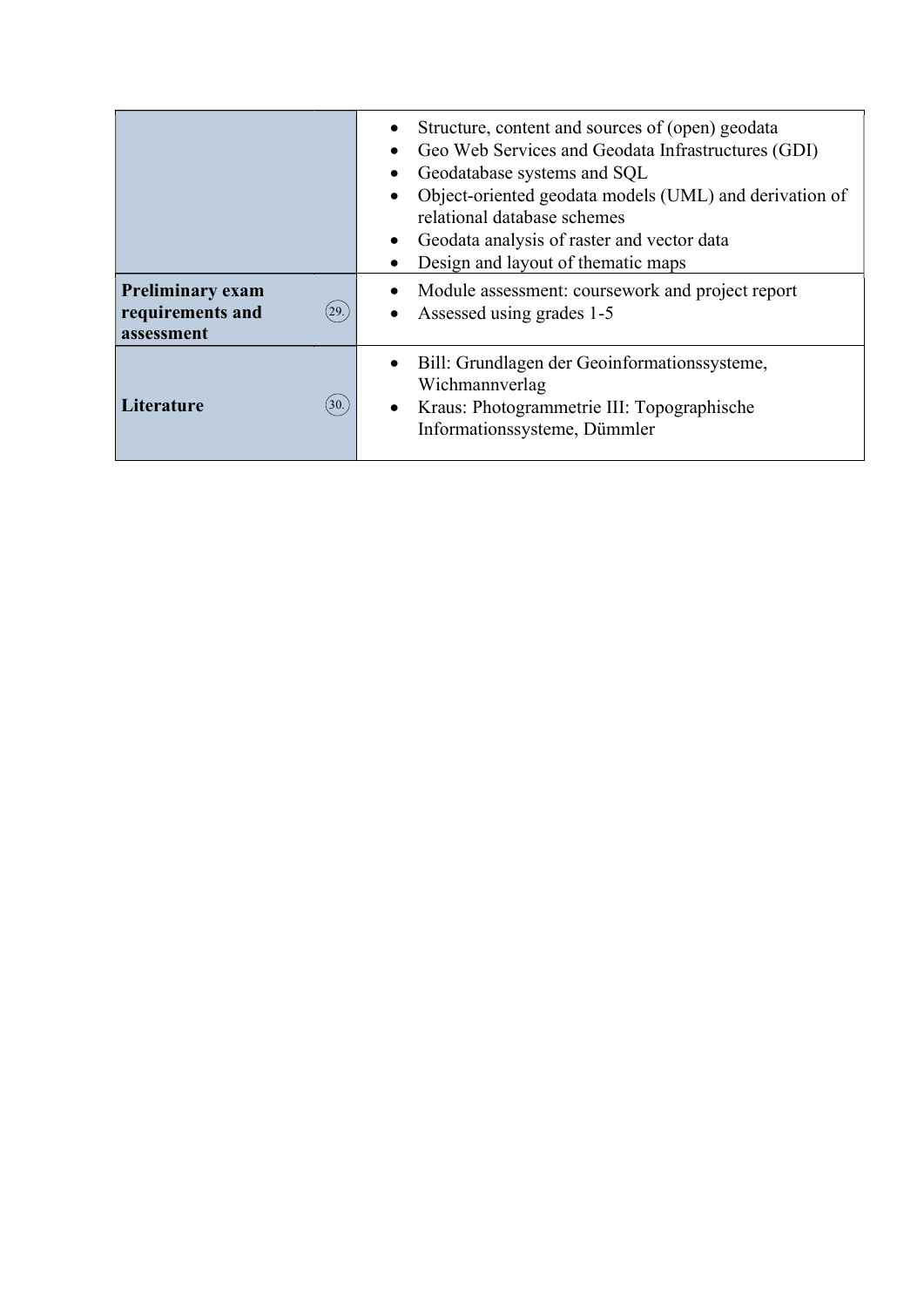| | |
|---|---|
| | • Structure, content and sources of (open) geodata<br>• Geo Web Services and Geodata Infrastructures (GDI)<br>• Geodatabase systems and SQL<br>• Object-oriented geodata models (UML) and derivation of relational database schemes<br>• Geodata analysis of raster and vector data<br>• Design and layout of thematic maps |
| **Preliminary exam requirements and assessment** (29.) | • Module assessment: coursework and project report<br>• Assessed using grades 1-5 |
| **Literature** (30.) | • Bill: Grundlagen der Geoinformationssysteme, Wichmannverlag<br>• Kraus: Photogrammetrie III: Topographische Informationssysteme, Dümmler |